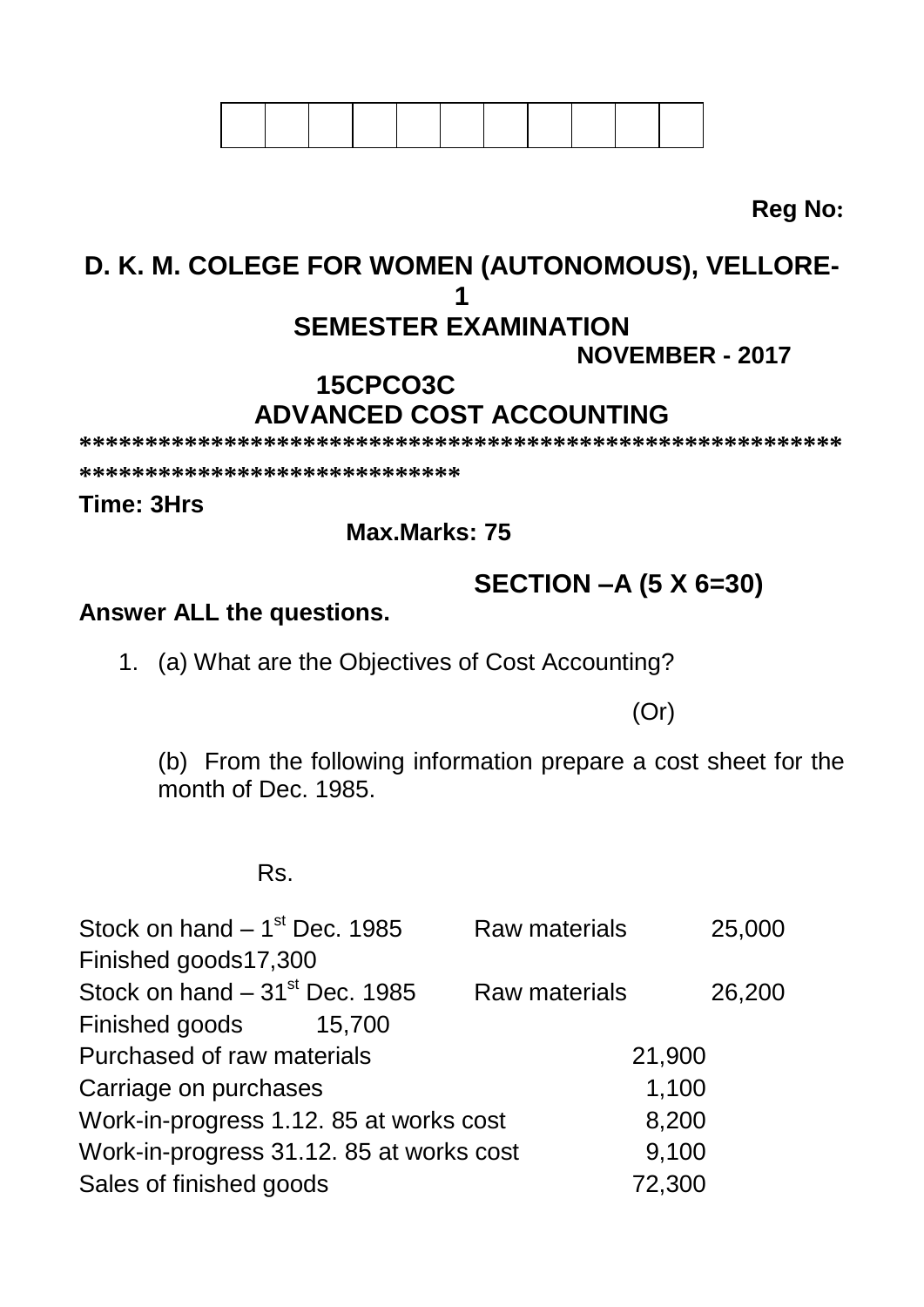| | | | | | | | | | | |
|---|---|---|---|---|---|---|---|---|---|---|
| | | | | | | | | | | |

**Reg No:**

# D. K. M. COLEGE FOR WOMEN (AUTONOMOUS), VELLORE-1

## SEMESTER EXAMINATION

**NOVEMBER - 2017**

## 15CPCO3C

## ADVANCED COST ACCOUNTING

*************************************************************************************

**Time: 3Hrs**

**Max.Marks: 75**

**SECTION –A (5 X 6=30)**

**Answer ALL the questions.**

1. (a) What are the Objectives of Cost Accounting?

   (Or)

   (b) From the following information prepare a cost sheet for the month of Dec. 1985.

|  | | Rs. |
|---|---|---|
| Stock on hand – 1st Dec. 1985 | Raw materials | 25,000 |
| | Finished goods | 17,300 |
| Stock on hand – 31st Dec. 1985 | Raw materials | 26,200 |
| | Finished goods | 15,700 |
| Purchased of raw materials | | 21,900 |
| Carriage on purchases | | 1,100 |
| Work-in-progress 1.12. 85 at works cost | | 8,200 |
| Work-in-progress 31.12. 85 at works cost | | 9,100 |
| Sales of finished goods | | 72,300 |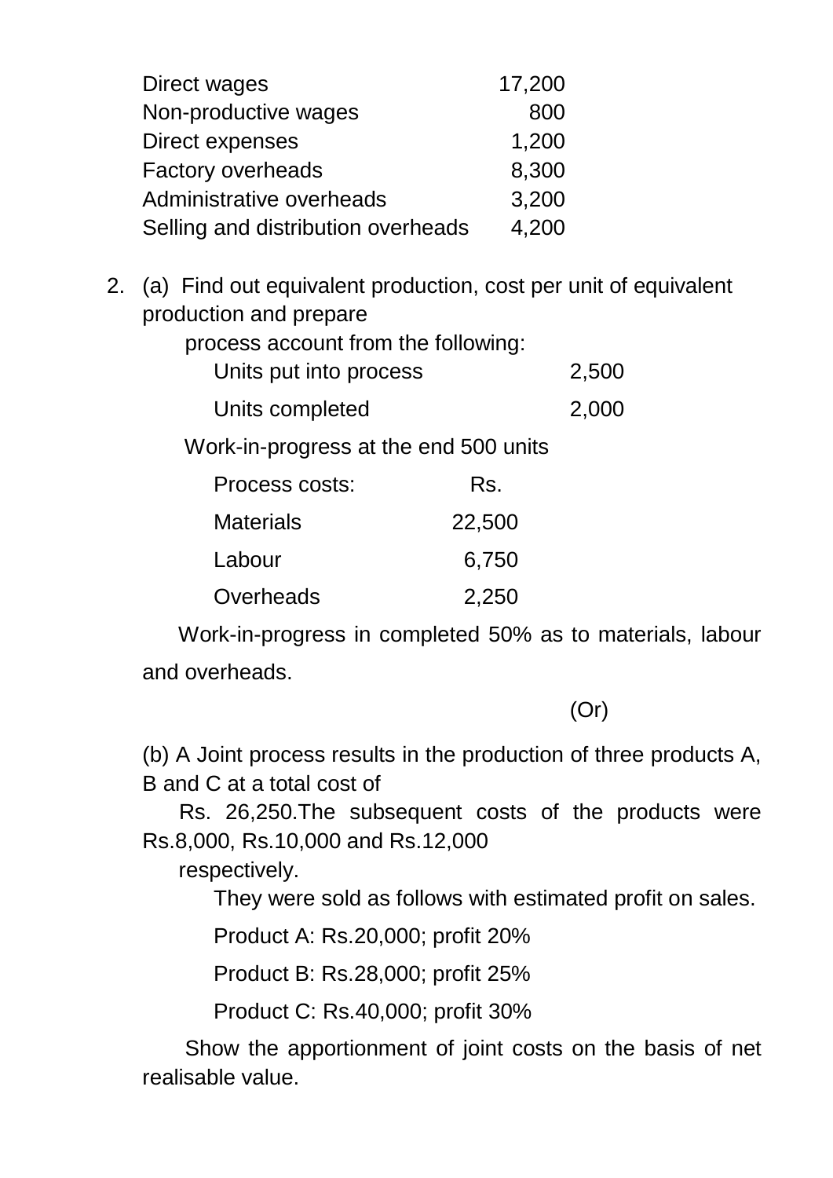| | |
|---|---|
| Direct wages | 17,200 |
| Non-productive wages | 800 |
| Direct expenses | 1,200 |
| Factory overheads | 8,300 |
| Administrative overheads | 3,200 |
| Selling and distribution overheads | 4,200 |

2. (a) Find out equivalent production, cost per unit of equivalent production and prepare process account from the following:

| | |
|---|---|
| Units put into process | 2,500 |
| Units completed | 2,000 |

Work-in-progress at the end 500 units

| Process costs: | Rs. |
|---|---|
| Materials | 22,500 |
| Labour | 6,750 |
| Overheads | 2,250 |

Work-in-progress in completed 50% as to materials, labour and overheads.

(Or)

(b) A Joint process results in the production of three products A, B and C at a total cost of Rs. 26,250.The subsequent costs of the products were Rs.8,000, Rs.10,000 and Rs.12,000 respectively.

They were sold as follows with estimated profit on sales.

Product A: Rs.20,000; profit 20%

Product B: Rs.28,000; profit 25%

Product C: Rs.40,000; profit 30%

Show the apportionment of joint costs on the basis of net realisable value.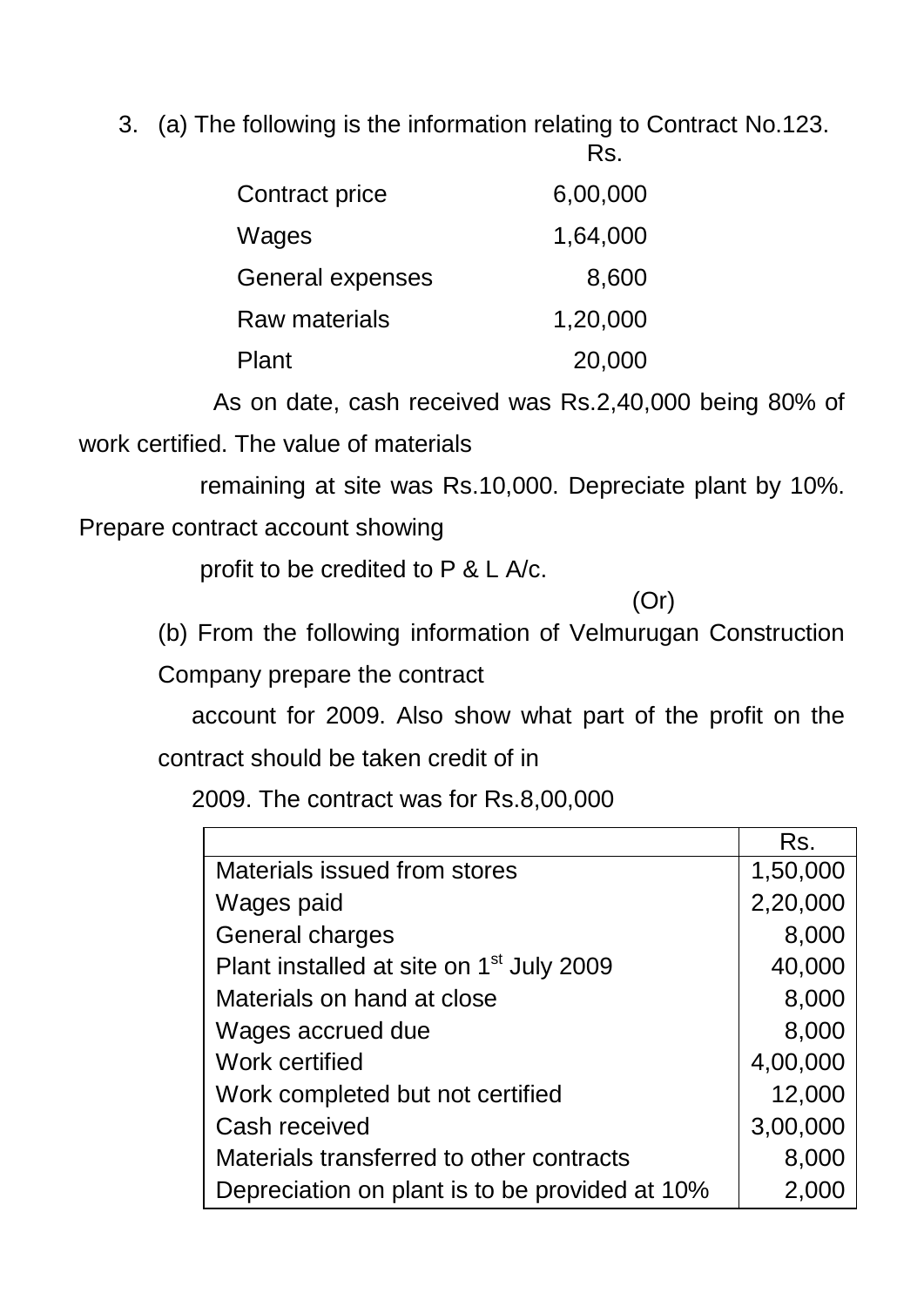3. (a) The following is the information relating to Contract No.123.

| | Rs. |
|---|---|
| Contract price | 6,00,000 |
| Wages | 1,64,000 |
| General expenses | 8,600 |
| Raw materials | 1,20,000 |
| Plant | 20,000 |

As on date, cash received was Rs.2,40,000 being 80% of work certified. The value of materials remaining at site was Rs.10,000. Depreciate plant by 10%. Prepare contract account showing profit to be credited to P & L A/c.

(Or)

(b) From the following information of Velmurugan Construction Company prepare the contract account for 2009. Also show what part of the profit on the contract should be taken credit of in 2009. The contract was for Rs.8,00,000

| | Rs. |
|---|---|
| Materials issued from stores | 1,50,000 |
| Wages paid | 2,20,000 |
| General charges | 8,000 |
| Plant installed at site on 1st July 2009 | 40,000 |
| Materials on hand at close | 8,000 |
| Wages accrued due | 8,000 |
| Work certified | 4,00,000 |
| Work completed but not certified | 12,000 |
| Cash received | 3,00,000 |
| Materials transferred to other contracts | 8,000 |
| Depreciation on plant is to be provided at 10% | 2,000 |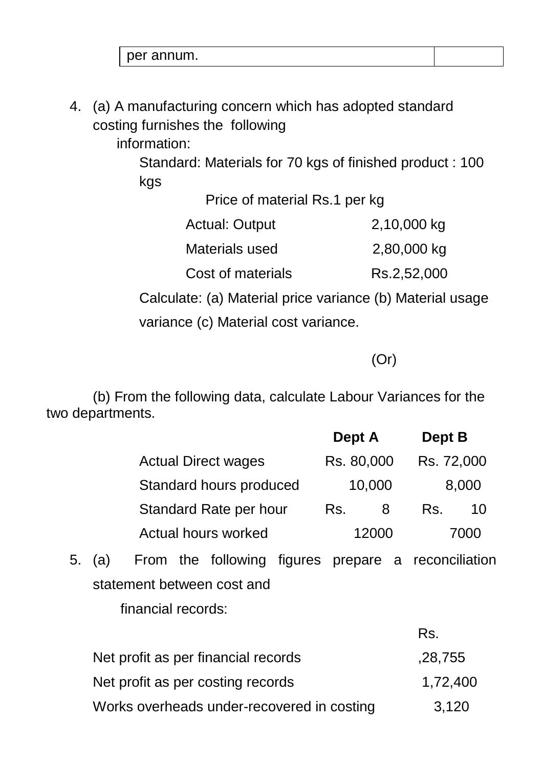| per annum. | |
|---|---|

4. (a) A manufacturing concern which has adopted standard costing furnishes the following information:

   Standard: Materials for 70 kgs of finished product : 100 kgs

   Price of material Rs.1 per kg

   | | |
   |---|---|
   | Actual: Output | 2,10,000 kg |
   | Materials used | 2,80,000 kg |
   | Cost of materials | Rs.2,52,000 |

   Calculate: (a) Material price variance (b) Material usage variance (c) Material cost variance.

   (Or)

   (b) From the following data, calculate Labour Variances for the two departments.

   | | **Dept A** | **Dept B** |
   |---|---|---|
   | Actual Direct wages | Rs. 80,000 | Rs. 72,000 |
   | Standard hours produced | 10,000 | 8,000 |
   | Standard Rate per hour | Rs. 8 | Rs. 10 |
   | Actual hours worked | 12000 | 7000 |

5. (a) From the following figures prepare a reconciliation statement between cost and financial records:

   | | Rs. |
   |---|---|
   | Net profit as per financial records | ,28,755 |
   | Net profit as per costing records | 1,72,400 |
   | Works overheads under-recovered in costing | 3,120 |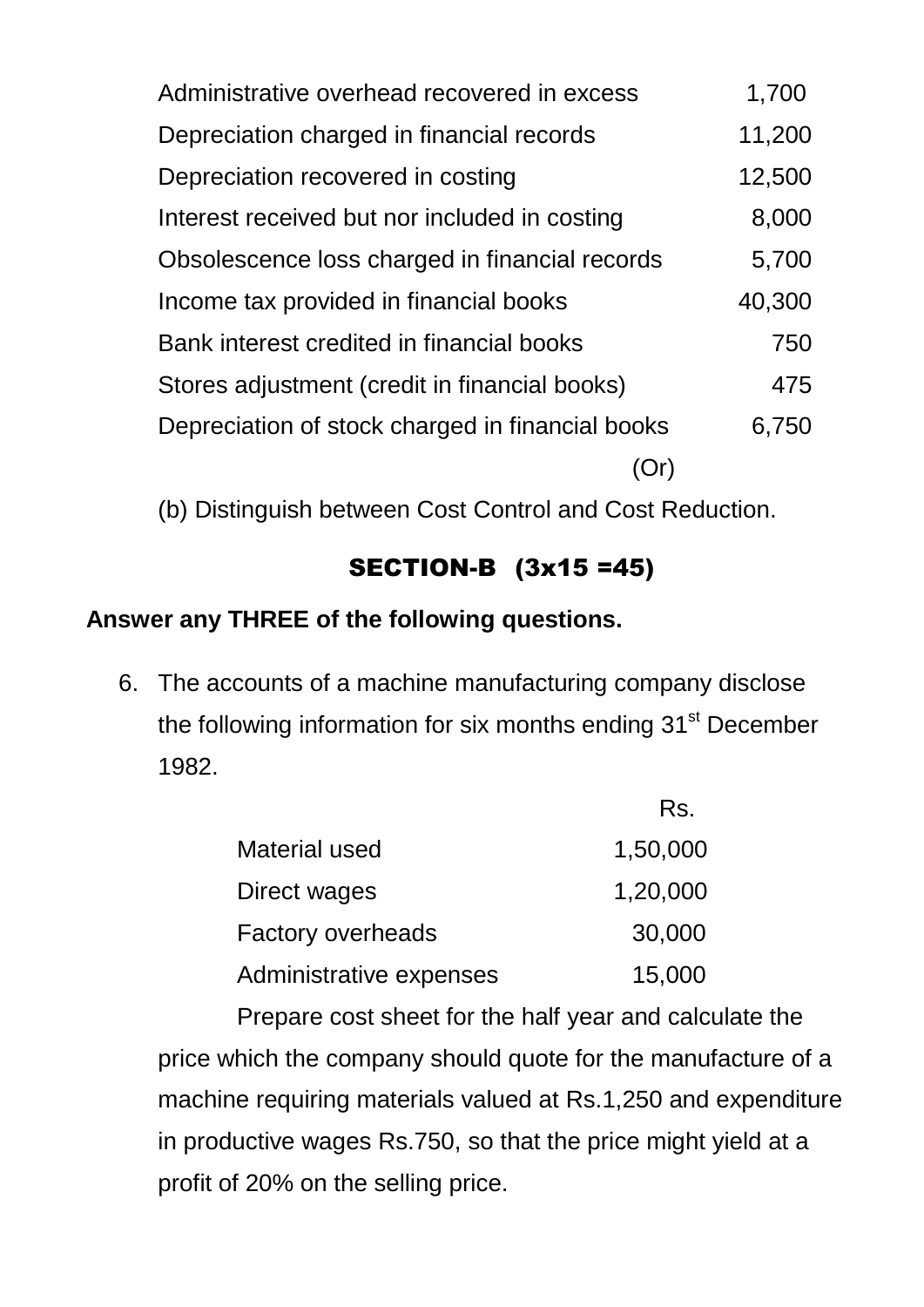| | |
|---|---|
| Administrative overhead recovered in excess | 1,700 |
| Depreciation charged in financial records | 11,200 |
| Depreciation recovered in costing | 12,500 |
| Interest received but nor included in costing | 8,000 |
| Obsolescence loss charged in financial records | 5,700 |
| Income tax provided in financial books | 40,300 |
| Bank interest credited in financial books | 750 |
| Stores adjustment (credit in financial books) | 475 |
| Depreciation of stock charged in financial books | 6,750 |

(Or)

(b) Distinguish between Cost Control and Cost Reduction.

## SECTION-B (3x15 =45)

**Answer any THREE of the following questions.**

6. The accounts of a machine manufacturing company disclose the following information for six months ending 31st December 1982.

| | Rs. |
|---|---|
| Material used | 1,50,000 |
| Direct wages | 1,20,000 |
| Factory overheads | 30,000 |
| Administrative expenses | 15,000 |

Prepare cost sheet for the half year and calculate the price which the company should quote for the manufacture of a machine requiring materials valued at Rs.1,250 and expenditure in productive wages Rs.750, so that the price might yield at a profit of 20% on the selling price.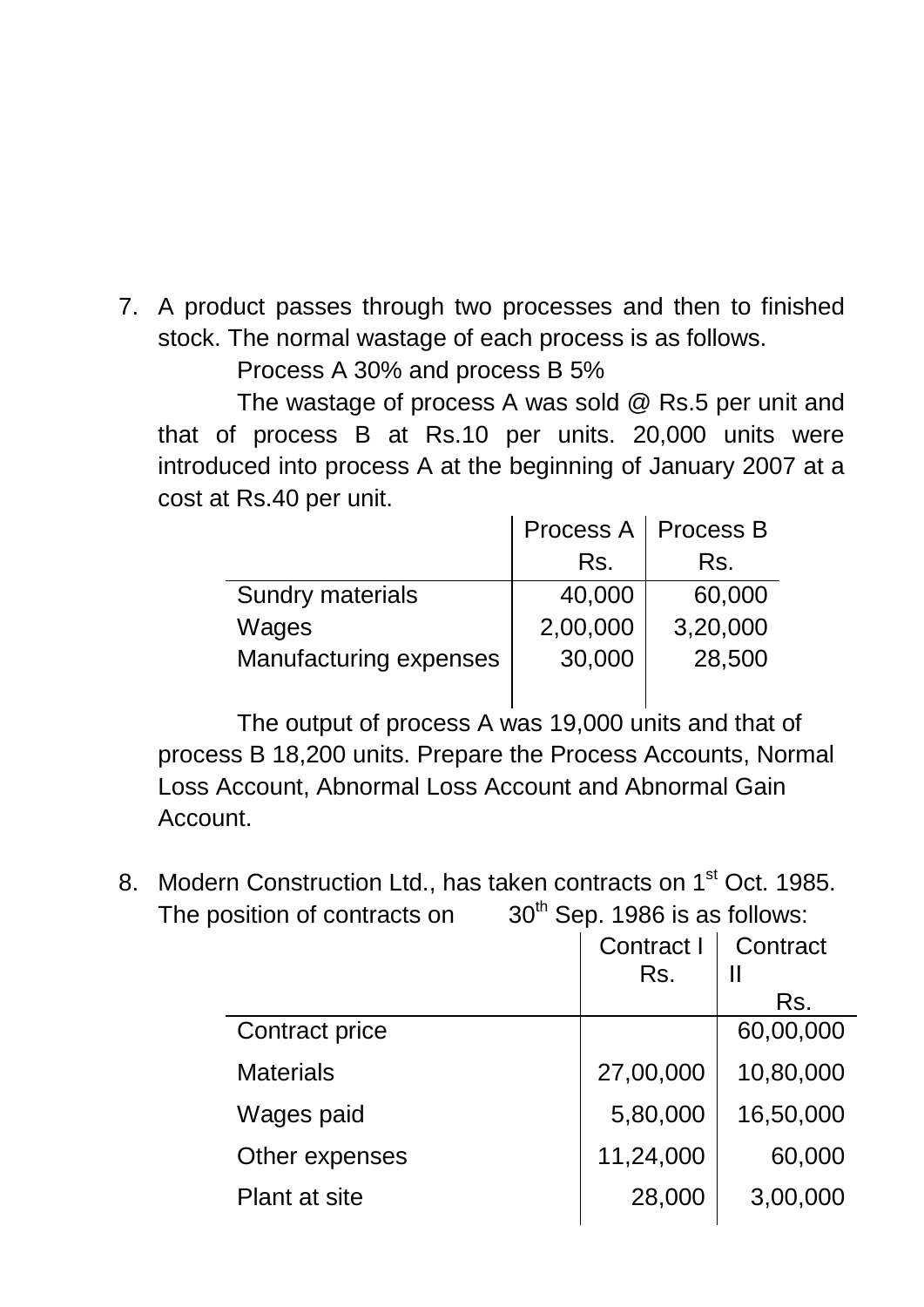7. A product passes through two processes and then to finished stock. The normal wastage of each process is as follows.

   Process A 30% and process B 5%

   The wastage of process A was sold @ Rs.5 per unit and that of process B at Rs.10 per units. 20,000 units were introduced into process A at the beginning of January 2007 at a cost at Rs.40 per unit.

| | Process A Rs. | Process B Rs. |
|---|---|---|
| Sundry materials | 40,000 | 60,000 |
| Wages | 2,00,000 | 3,20,000 |
| Manufacturing expenses | 30,000 | 28,500 |

   The output of process A was 19,000 units and that of process B 18,200 units. Prepare the Process Accounts, Normal Loss Account, Abnormal Loss Account and Abnormal Gain Account.

8. Modern Construction Ltd., has taken contracts on 1st Oct. 1985. The position of contracts on 30th Sep. 1986 is as follows:

| | Contract I Rs. | Contract II Rs. |
|---|---|---|
| Contract price | | 60,00,000 |
| Materials | 27,00,000 | 10,80,000 |
| Wages paid | 5,80,000 | 16,50,000 |
| Other expenses | 11,24,000 | 60,000 |
| Plant at site | 28,000 | 3,00,000 |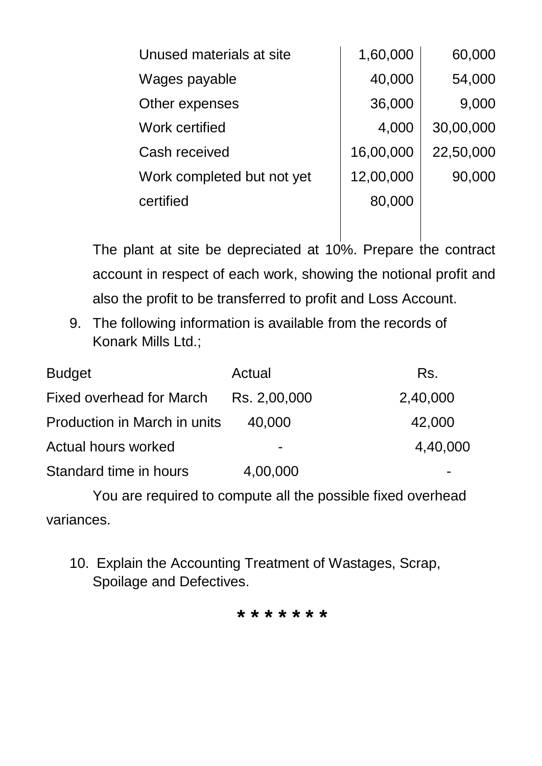| | | |
|---|---|---|
| Unused materials at site | 1,60,000 | 60,000 |
| Wages payable | 40,000 | 54,000 |
| Other expenses | 36,000 | 9,000 |
| Work certified | 4,000 | 30,00,000 |
| Cash received | 16,00,000 | 22,50,000 |
| Work completed but not yet | 12,00,000 | 90,000 |
| certified | 80,000 | |

The plant at site be depreciated at 10%. Prepare the contract account in respect of each work, showing the notional profit and also the profit to be transferred to profit and Loss Account.

9. The following information is available from the records of Konark Mills Ltd.;

| Budget | Actual | Rs. |
|---|---|---|
| Fixed overhead for March | Rs. 2,00,000 | 2,40,000 |
| Production in March in units | 40,000 | 42,000 |
| Actual hours worked | - | 4,40,000 |
| Standard time in hours | 4,00,000 | - |

You are required to compute all the possible fixed overhead variances.

10. Explain the Accounting Treatment of Wastages, Scrap, Spoilage and Defectives.

\* \* \* \* \* \* \*